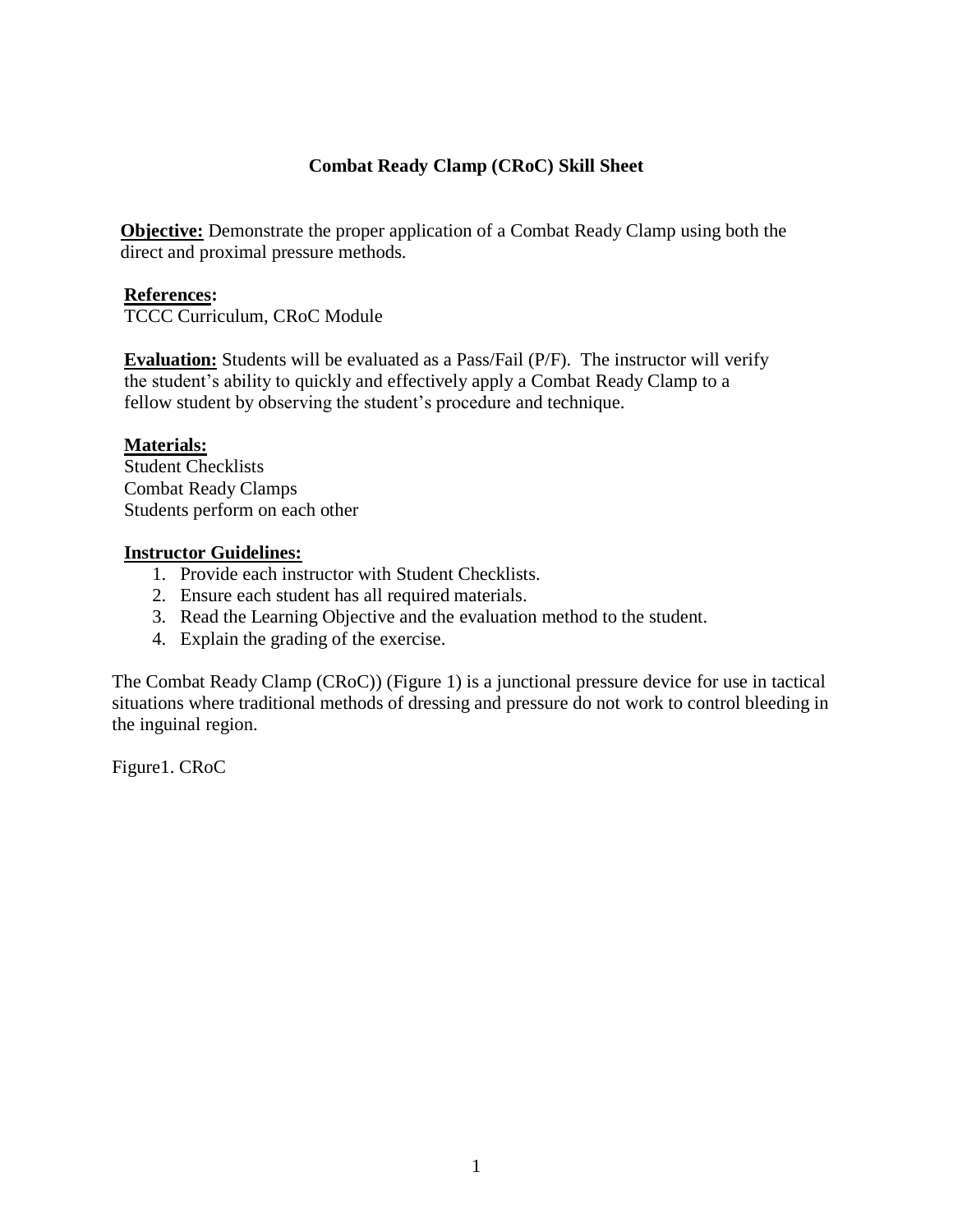# Combat Ready Clamp (CRoC) Skill Sheet

**Objective:** Demonstrate the proper application of a Combat Ready Clamp using both the direct and proximal pressure methods.

**References:**
TCCC Curriculum, CRoC Module

**Evaluation:** Students will be evaluated as a Pass/Fail (P/F). The instructor will verify the student's ability to quickly and effectively apply a Combat Ready Clamp to a fellow student by observing the student's procedure and technique.

**Materials:**
Student Checklists
Combat Ready Clamps
Students perform on each other

**Instructor Guidelines:**

1. Provide each instructor with Student Checklists.
2. Ensure each student has all required materials.
3. Read the Learning Objective and the evaluation method to the student.
4. Explain the grading of the exercise.

The Combat Ready Clamp (CRoC)) (Figure 1) is a junctional pressure device for use in tactical situations where traditional methods of dressing and pressure do not work to control bleeding in the inguinal region.

Figure1. CRoC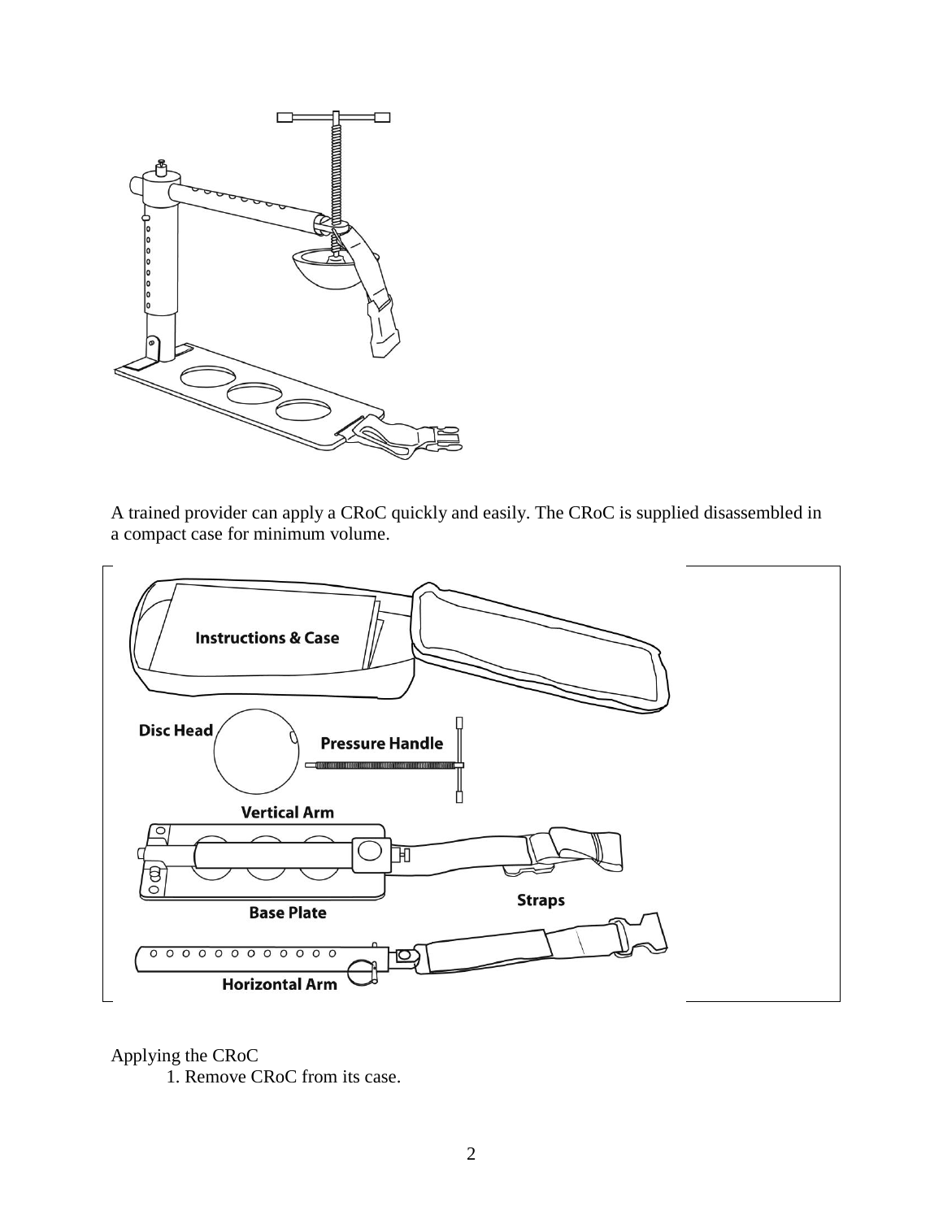A trained provider can apply a CRoC quickly and easily. The CRoC is supplied disassembled in a compact case for minimum volume.

Applying the CRoC

1. Remove CRoC from its case.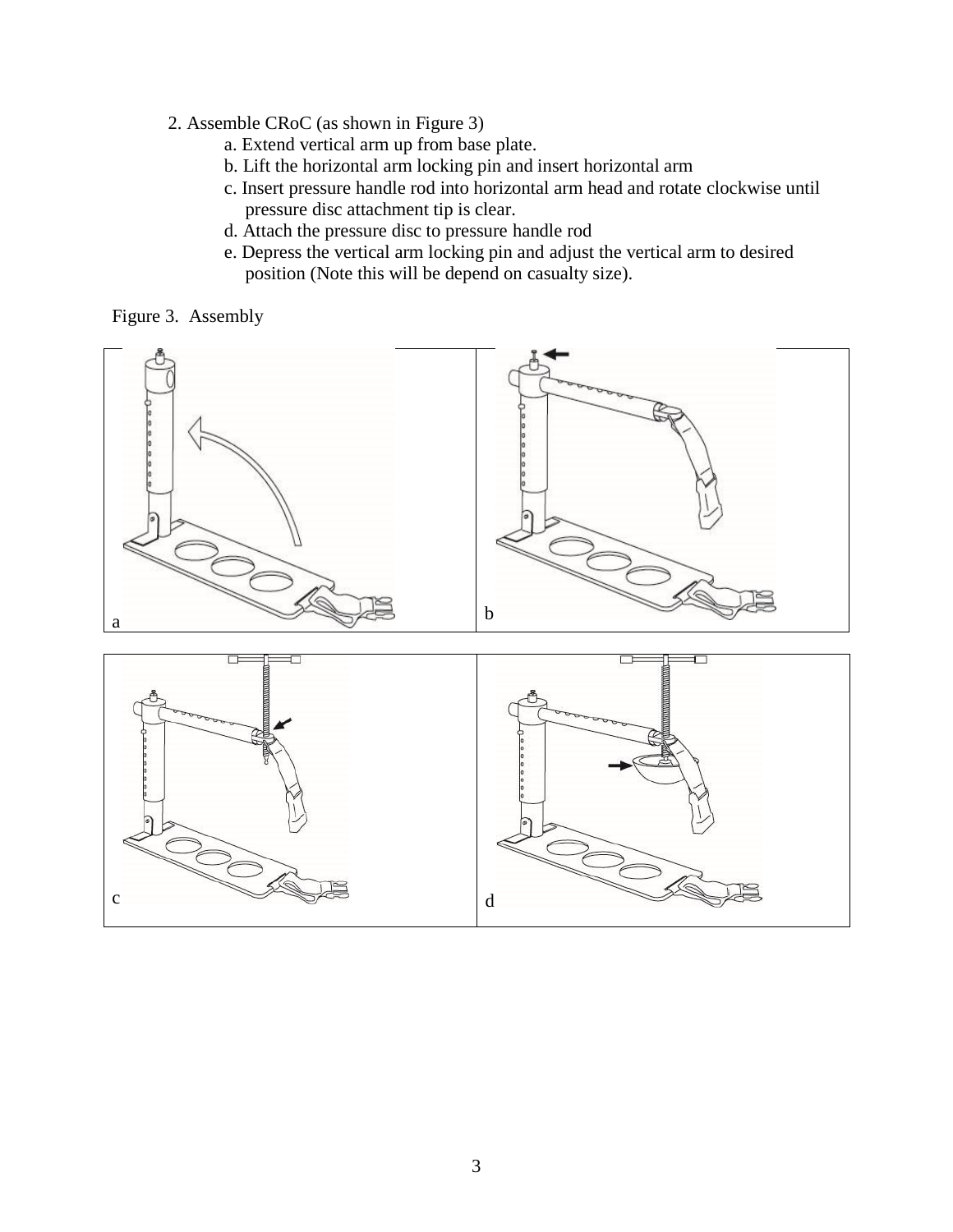2. Assemble CRoC (as shown in Figure 3)
    a. Extend vertical arm up from base plate.
    b. Lift the horizontal arm locking pin and insert horizontal arm
    c. Insert pressure handle rod into horizontal arm head and rotate clockwise until pressure disc attachment tip is clear.
    d. Attach the pressure disc to pressure handle rod
    e. Depress the vertical arm locking pin and adjust the vertical arm to desired position (Note this will be depend on casualty size).

Figure 3. Assembly

a

b

c

d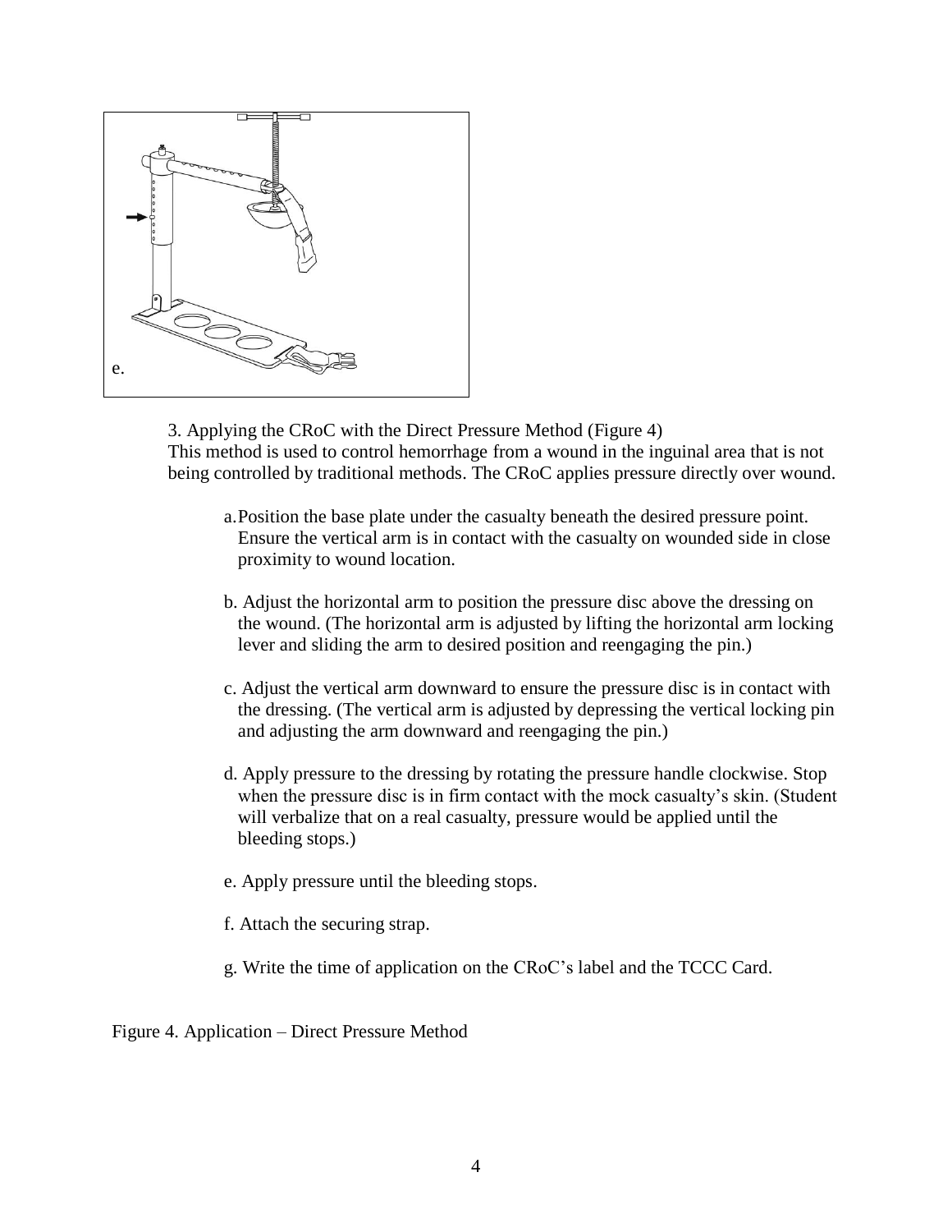e.

3. Applying the CRoC with the Direct Pressure Method (Figure 4)
This method is used to control hemorrhage from a wound in the inguinal area that is not being controlled by traditional methods. The CRoC applies pressure directly over wound.

a. Position the base plate under the casualty beneath the desired pressure point. Ensure the vertical arm is in contact with the casualty on wounded side in close proximity to wound location.

b. Adjust the horizontal arm to position the pressure disc above the dressing on the wound. (The horizontal arm is adjusted by lifting the horizontal arm locking lever and sliding the arm to desired position and reengaging the pin.)

c. Adjust the vertical arm downward to ensure the pressure disc is in contact with the dressing. (The vertical arm is adjusted by depressing the vertical locking pin and adjusting the arm downward and reengaging the pin.)

d. Apply pressure to the dressing by rotating the pressure handle clockwise. Stop when the pressure disc is in firm contact with the mock casualty's skin. (Student will verbalize that on a real casualty, pressure would be applied until the bleeding stops.)

e. Apply pressure until the bleeding stops.

f. Attach the securing strap.

g. Write the time of application on the CRoC's label and the TCCC Card.

Figure 4. Application – Direct Pressure Method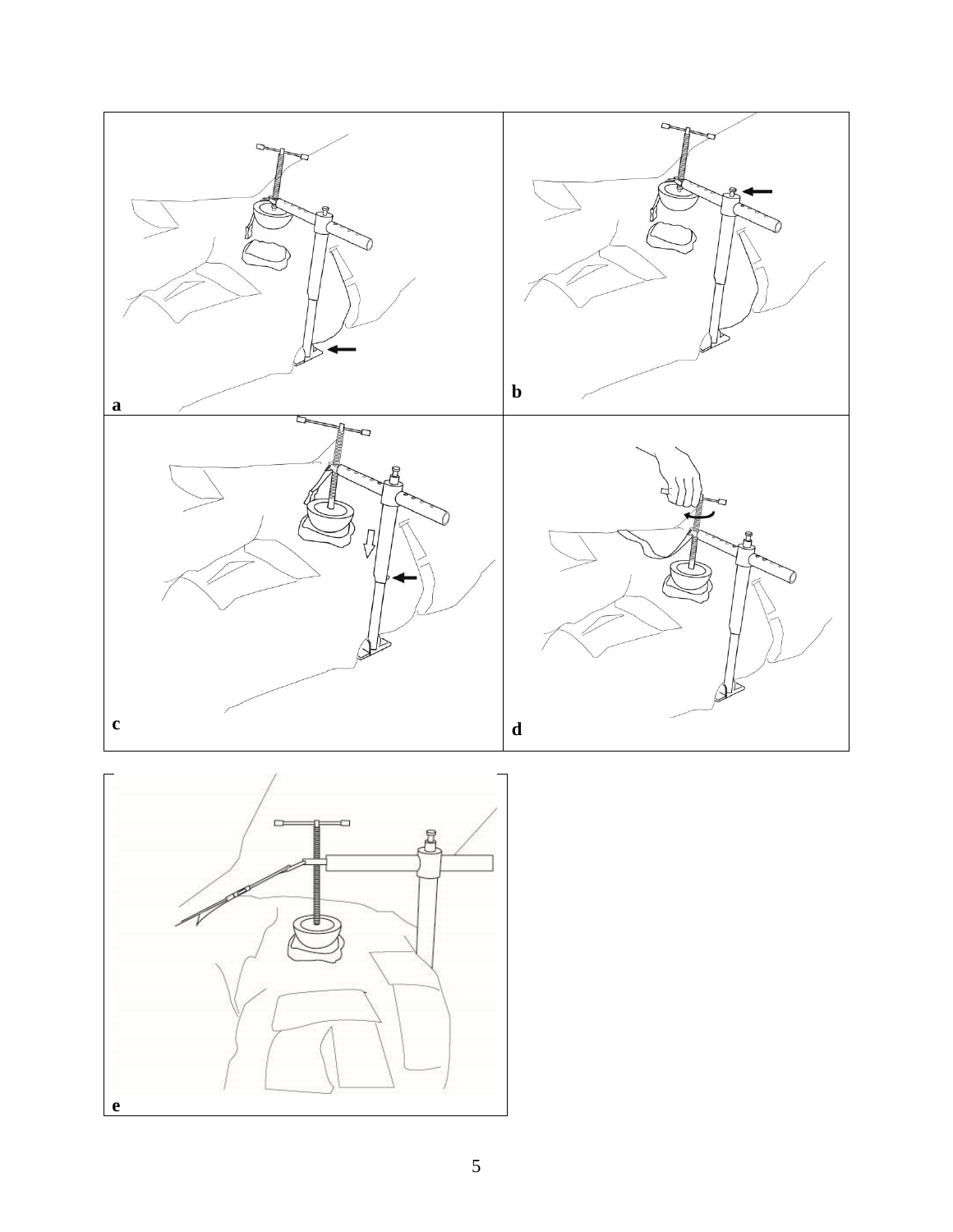a

b

c

d

e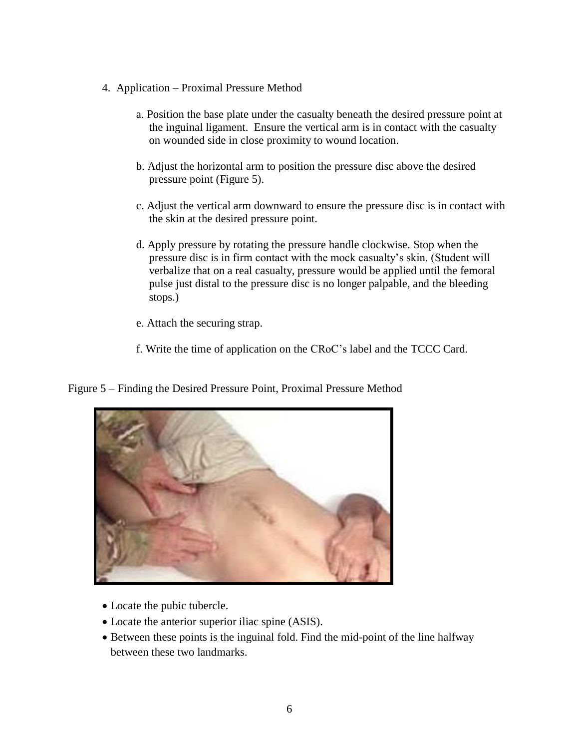4. Application – Proximal Pressure Method

   a. Position the base plate under the casualty beneath the desired pressure point at the inguinal ligament. Ensure the vertical arm is in contact with the casualty on wounded side in close proximity to wound location.

   b. Adjust the horizontal arm to position the pressure disc above the desired pressure point (Figure 5).

   c. Adjust the vertical arm downward to ensure the pressure disc is in contact with the skin at the desired pressure point.

   d. Apply pressure by rotating the pressure handle clockwise. Stop when the pressure disc is in firm contact with the mock casualty's skin. (Student will verbalize that on a real casualty, pressure would be applied until the femoral pulse just distal to the pressure disc is no longer palpable, and the bleeding stops.)

   e. Attach the securing strap.

   f. Write the time of application on the CRoC's label and the TCCC Card.

Figure 5 – Finding the Desired Pressure Point, Proximal Pressure Method

- Locate the pubic tubercle.
- Locate the anterior superior iliac spine (ASIS).
- Between these points is the inguinal fold. Find the mid-point of the line halfway between these two landmarks.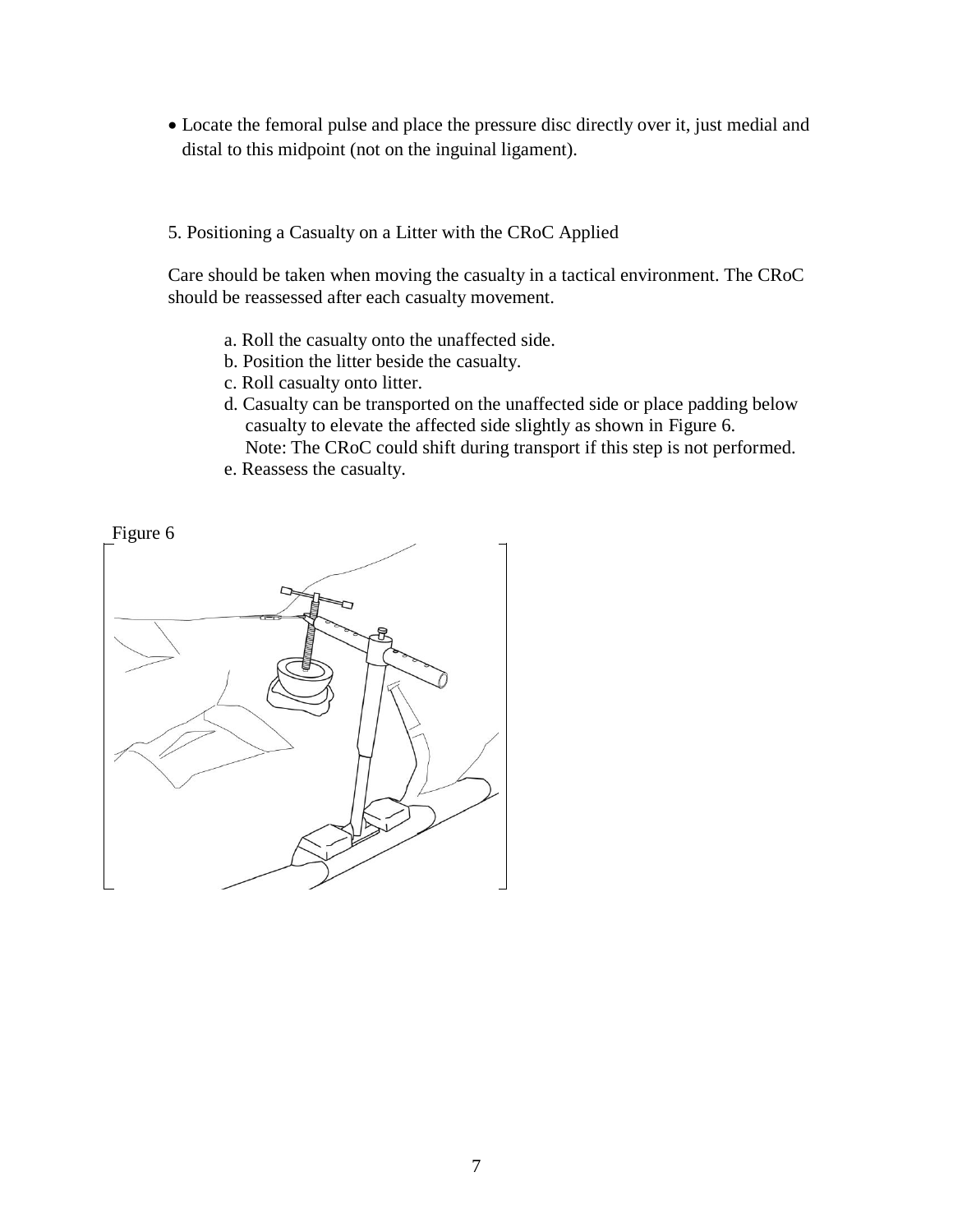- Locate the femoral pulse and place the pressure disc directly over it, just medial and distal to this midpoint (not on the inguinal ligament).

5. Positioning a Casualty on a Litter with the CRoC Applied

Care should be taken when moving the casualty in a tactical environment. The CRoC should be reassessed after each casualty movement.

a. Roll the casualty onto the unaffected side.
b. Position the litter beside the casualty.
c. Roll casualty onto litter.
d. Casualty can be transported on the unaffected side or place padding below casualty to elevate the affected side slightly as shown in Figure 6.
Note: The CRoC could shift during transport if this step is not performed.
e. Reassess the casualty.

Figure 6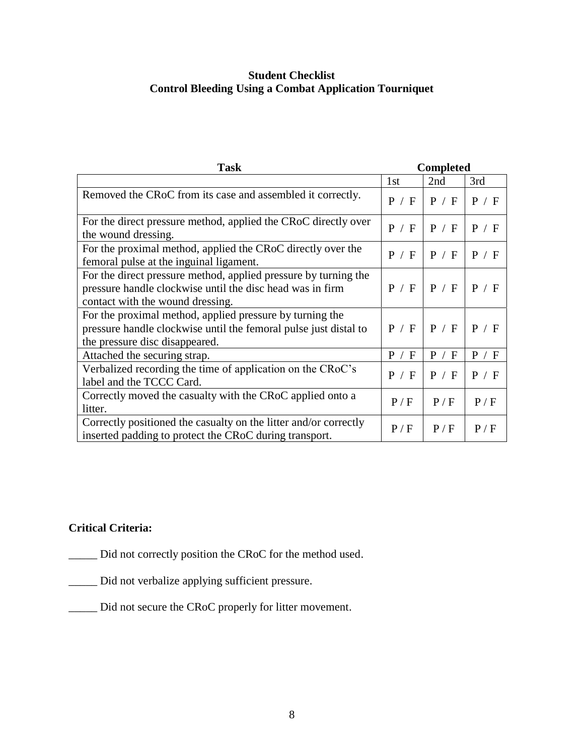**Student Checklist**
**Control Bleeding Using a Combat Application Tourniquet**

| Task | Completed | | |
|---|---|---|---|
| | 1st | 2nd | 3rd |
| Removed the CRoC from its case and assembled it correctly. | P / F | P / F | P / F |
| For the direct pressure method, applied the CRoC directly over the wound dressing. | P / F | P / F | P / F |
| For the proximal method, applied the CRoC directly over the femoral pulse at the inguinal ligament. | P / F | P / F | P / F |
| For the direct pressure method, applied pressure by turning the pressure handle clockwise until the disc head was in firm contact with the wound dressing. | P / F | P / F | P / F |
| For the proximal method, applied pressure by turning the pressure handle clockwise until the femoral pulse just distal to the pressure disc disappeared. | P / F | P / F | P / F |
| Attached the securing strap. | P / F | P / F | P / F |
| Verbalized recording the time of application on the CRoC's label and the TCCC Card. | P / F | P / F | P / F |
| Correctly moved the casualty with the CRoC applied onto a litter. | P / F | P / F | P / F |
| Correctly positioned the casualty on the litter and/or correctly inserted padding to protect the CRoC during transport. | P / F | P / F | P / F |

**Critical Criteria:**

_____ Did not correctly position the CRoC for the method used.

_____ Did not verbalize applying sufficient pressure.

_____ Did not secure the CRoC properly for litter movement.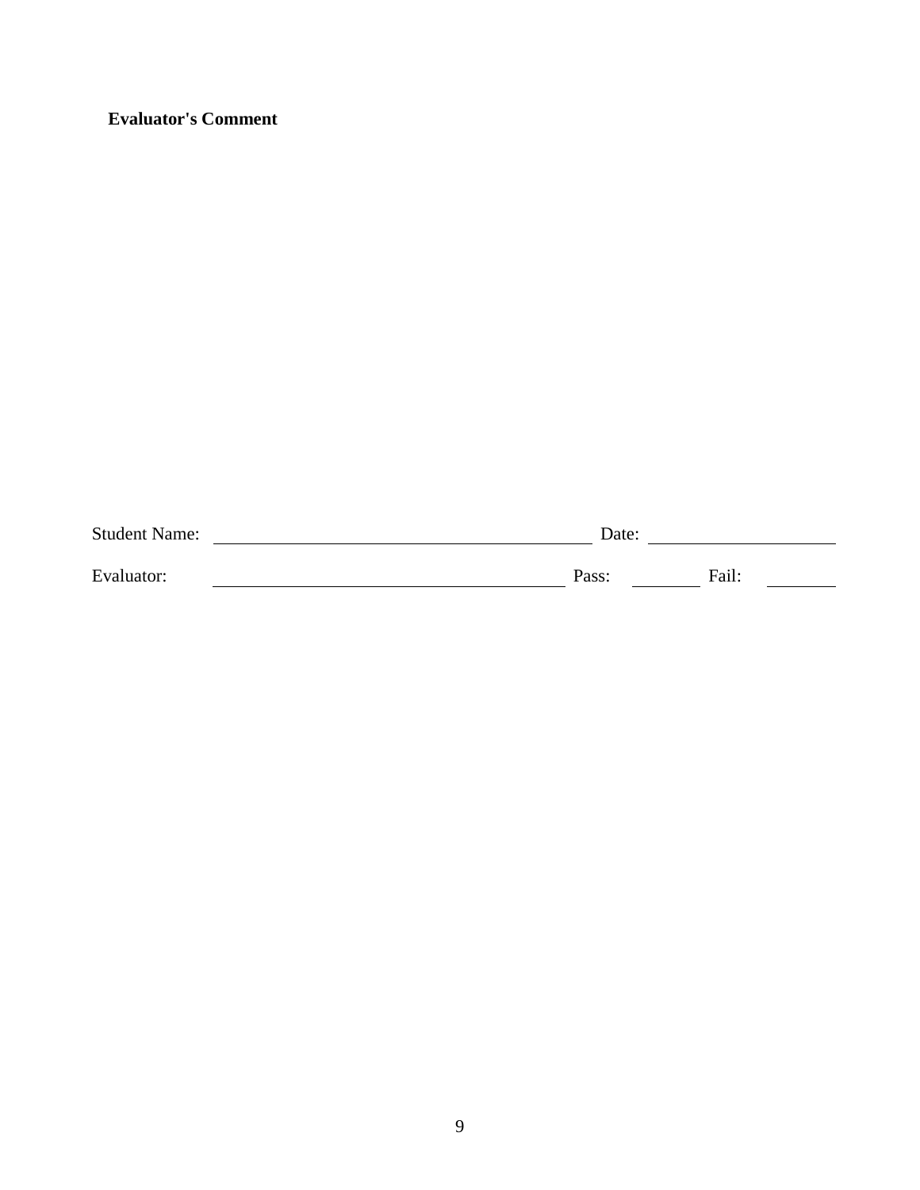**Evaluator's Comment**

Student Name: ______________________________ Date: ______________

Evaluator: ______________________________ Pass: ________ Fail: ________